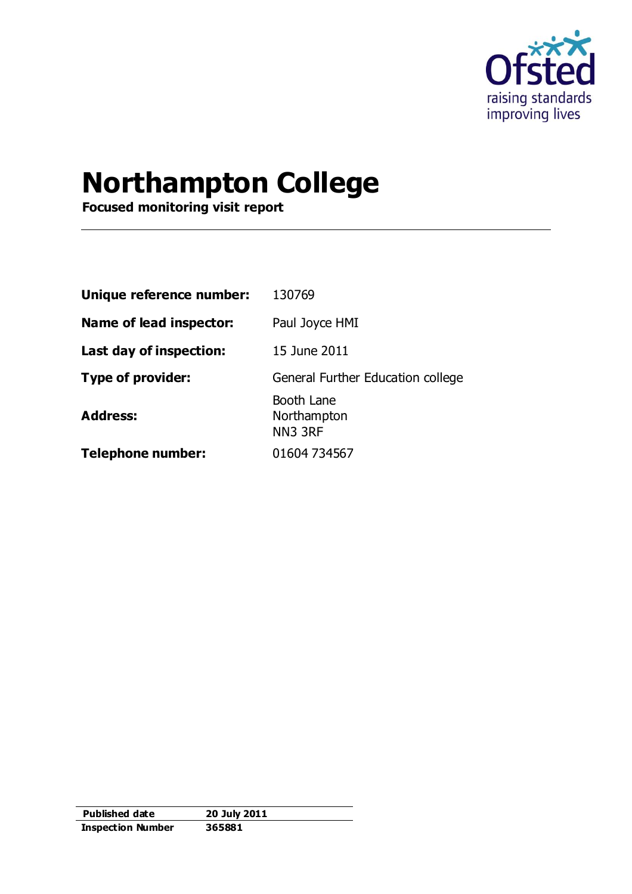# Northampton College

**Focused monitoring visit report**

| | |
|---|---|
| **Unique reference number:** | 130769 |
| **Name of lead inspector:** | Paul Joyce HMI |
| **Last day of inspection:** | 15 June 2011 |
| **Type of provider:** | General Further Education college |
| **Address:** | Booth Lane<br>Northampton<br>NN3 3RF |
| **Telephone number:** | 01604 734567 |

| | |
|---|---|
| **Published date** | **20 July 2011** |
| **Inspection Number** | **365881** |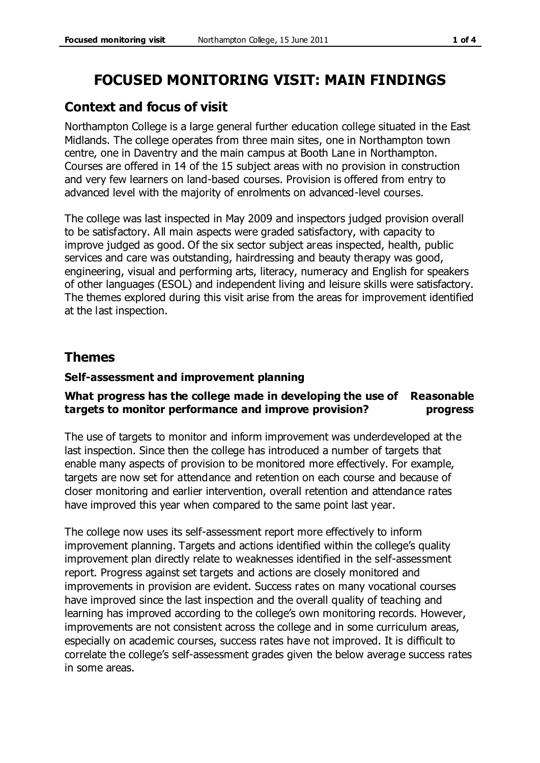# FOCUSED MONITORING VISIT: MAIN FINDINGS

## Context and focus of visit

Northampton College is a large general further education college situated in the East Midlands. The college operates from three main sites, one in Northampton town centre, one in Daventry and the main campus at Booth Lane in Northampton. Courses are offered in 14 of the 15 subject areas with no provision in construction and very few learners on land-based courses. Provision is offered from entry to advanced level with the majority of enrolments on advanced-level courses.

The college was last inspected in May 2009 and inspectors judged provision overall to be satisfactory. All main aspects were graded satisfactory, with capacity to improve judged as good. Of the six sector subject areas inspected, health, public services and care was outstanding, hairdressing and beauty therapy was good, engineering, visual and performing arts, literacy, numeracy and English for speakers of other languages (ESOL) and independent living and leisure skills were satisfactory. The themes explored during this visit arise from the areas for improvement identified at the last inspection.

## Themes

### Self-assessment and improvement planning

**What progress has the college made in developing the use of targets to monitor performance and improve provision?** — **Reasonable progress**

The use of targets to monitor and inform improvement was underdeveloped at the last inspection. Since then the college has introduced a number of targets that enable many aspects of provision to be monitored more effectively. For example, targets are now set for attendance and retention on each course and because of closer monitoring and earlier intervention, overall retention and attendance rates have improved this year when compared to the same point last year.

The college now uses its self-assessment report more effectively to inform improvement planning. Targets and actions identified within the college's quality improvement plan directly relate to weaknesses identified in the self-assessment report. Progress against set targets and actions are closely monitored and improvements in provision are evident. Success rates on many vocational courses have improved since the last inspection and the overall quality of teaching and learning has improved according to the college's own monitoring records. However, improvements are not consistent across the college and in some curriculum areas, especially on academic courses, success rates have not improved. It is difficult to correlate the college's self-assessment grades given the below average success rates in some areas.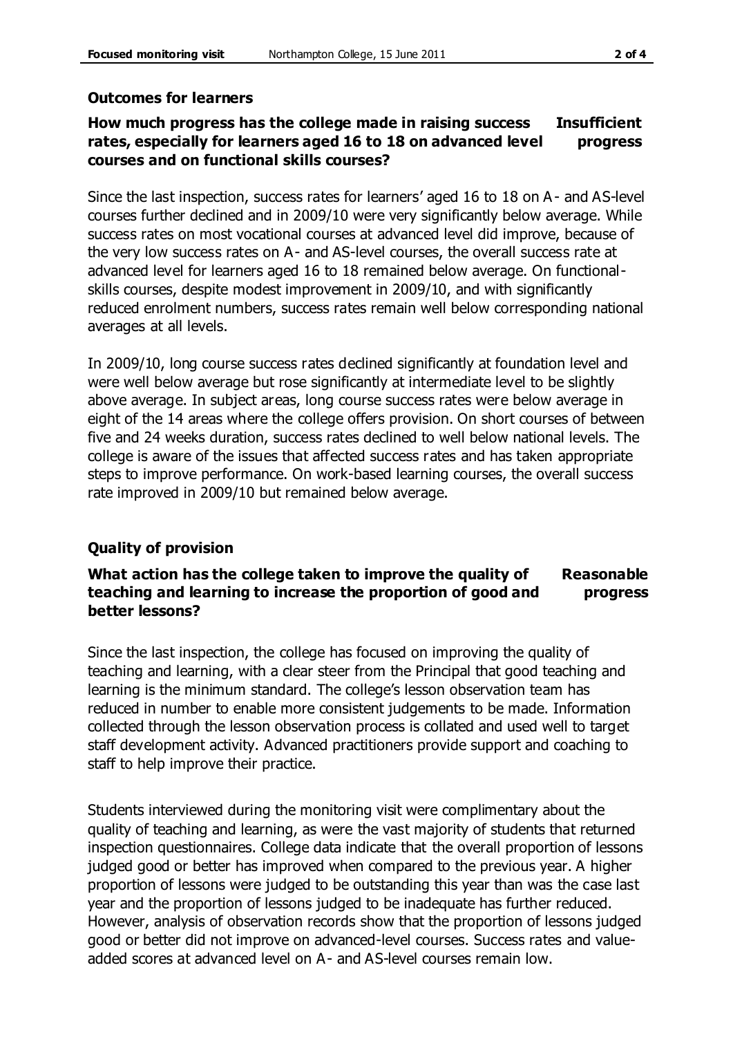## Outcomes for learners

### How much progress has the college made in raising success rates, especially for learners aged 16 to 18 on advanced level courses and on functional skills courses? — Insufficient progress

Since the last inspection, success rates for learners' aged 16 to 18 on A- and AS-level courses further declined and in 2009/10 were very significantly below average. While success rates on most vocational courses at advanced level did improve, because of the very low success rates on A- and AS-level courses, the overall success rate at advanced level for learners aged 16 to 18 remained below average. On functional-skills courses, despite modest improvement in 2009/10, and with significantly reduced enrolment numbers, success rates remain well below corresponding national averages at all levels.

In 2009/10, long course success rates declined significantly at foundation level and were well below average but rose significantly at intermediate level to be slightly above average. In subject areas, long course success rates were below average in eight of the 14 areas where the college offers provision. On short courses of between five and 24 weeks duration, success rates declined to well below national levels. The college is aware of the issues that affected success rates and has taken appropriate steps to improve performance. On work-based learning courses, the overall success rate improved in 2009/10 but remained below average.

## Quality of provision

### What action has the college taken to improve the quality of teaching and learning to increase the proportion of good and better lessons? — Reasonable progress

Since the last inspection, the college has focused on improving the quality of teaching and learning, with a clear steer from the Principal that good teaching and learning is the minimum standard. The college's lesson observation team has reduced in number to enable more consistent judgements to be made. Information collected through the lesson observation process is collated and used well to target staff development activity. Advanced practitioners provide support and coaching to staff to help improve their practice.

Students interviewed during the monitoring visit were complimentary about the quality of teaching and learning, as were the vast majority of students that returned inspection questionnaires. College data indicate that the overall proportion of lessons judged good or better has improved when compared to the previous year. A higher proportion of lessons were judged to be outstanding this year than was the case last year and the proportion of lessons judged to be inadequate has further reduced. However, analysis of observation records show that the proportion of lessons judged good or better did not improve on advanced-level courses. Success rates and value-added scores at advanced level on A- and AS-level courses remain low.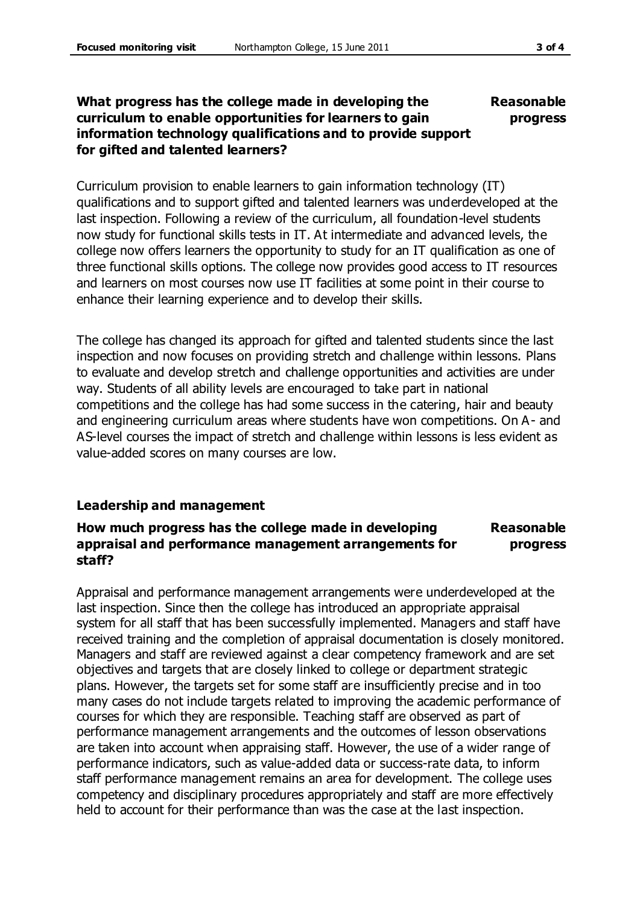**What progress has the college made in developing the curriculum to enable opportunities for learners to gain information technology qualifications and to provide support for gifted and talented learners?** **Reasonable progress**

Curriculum provision to enable learners to gain information technology (IT) qualifications and to support gifted and talented learners was underdeveloped at the last inspection. Following a review of the curriculum, all foundation-level students now study for functional skills tests in IT. At intermediate and advanced levels, the college now offers learners the opportunity to study for an IT qualification as one of three functional skills options. The college now provides good access to IT resources and learners on most courses now use IT facilities at some point in their course to enhance their learning experience and to develop their skills.

The college has changed its approach for gifted and talented students since the last inspection and now focuses on providing stretch and challenge within lessons. Plans to evaluate and develop stretch and challenge opportunities and activities are under way. Students of all ability levels are encouraged to take part in national competitions and the college has had some success in the catering, hair and beauty and engineering curriculum areas where students have won competitions. On A- and AS-level courses the impact of stretch and challenge within lessons is less evident as value-added scores on many courses are low.

### Leadership and management

**How much progress has the college made in developing appraisal and performance management arrangements for staff?** **Reasonable progress**

Appraisal and performance management arrangements were underdeveloped at the last inspection. Since then the college has introduced an appropriate appraisal system for all staff that has been successfully implemented. Managers and staff have received training and the completion of appraisal documentation is closely monitored. Managers and staff are reviewed against a clear competency framework and are set objectives and targets that are closely linked to college or department strategic plans. However, the targets set for some staff are insufficiently precise and in too many cases do not include targets related to improving the academic performance of courses for which they are responsible. Teaching staff are observed as part of performance management arrangements and the outcomes of lesson observations are taken into account when appraising staff. However, the use of a wider range of performance indicators, such as value-added data or success-rate data, to inform staff performance management remains an area for development. The college uses competency and disciplinary procedures appropriately and staff are more effectively held to account for their performance than was the case at the last inspection.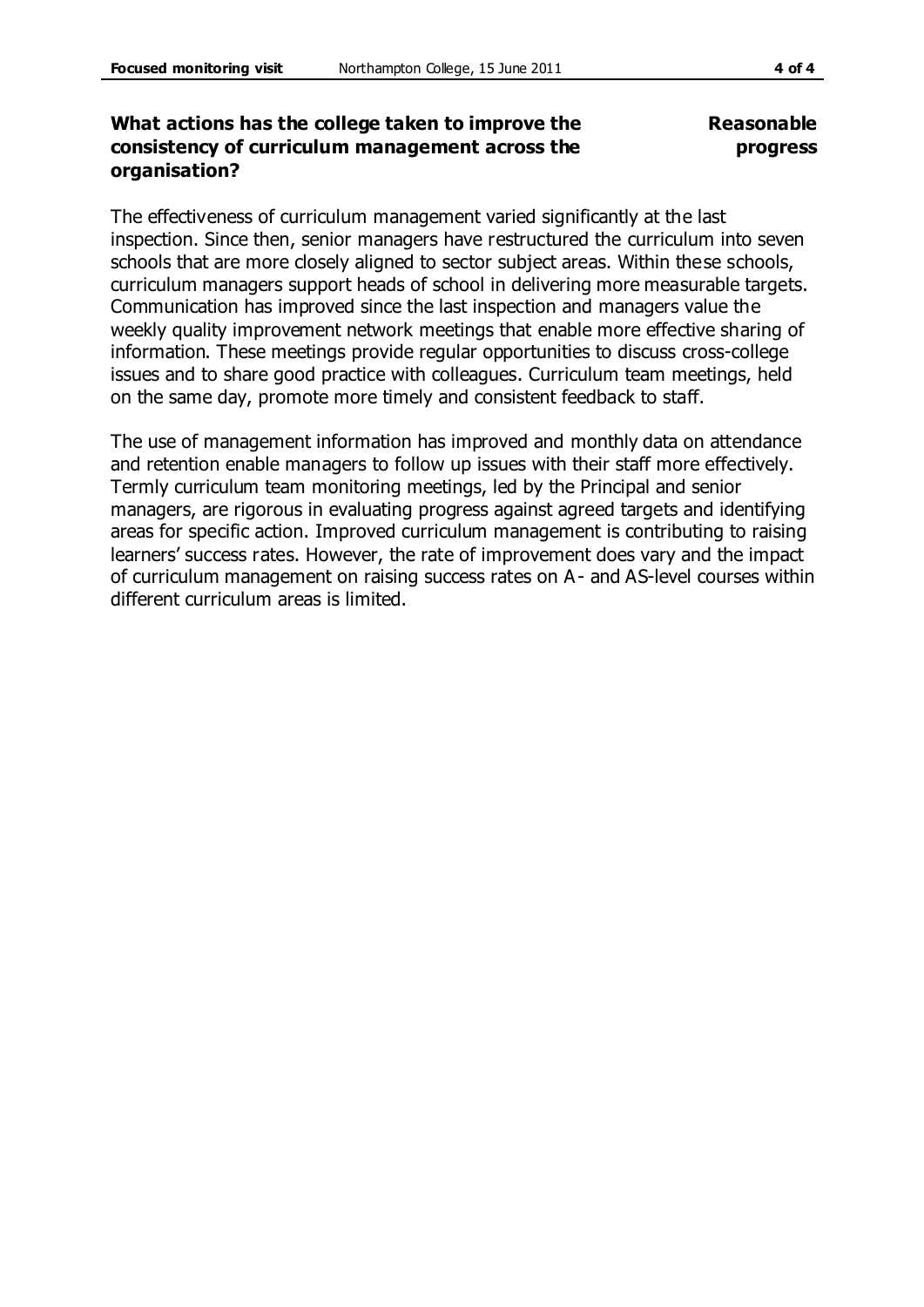**What actions has the college taken to improve the consistency of curriculum management across the organisation?**

**Reasonable progress**

The effectiveness of curriculum management varied significantly at the last inspection. Since then, senior managers have restructured the curriculum into seven schools that are more closely aligned to sector subject areas. Within these schools, curriculum managers support heads of school in delivering more measurable targets. Communication has improved since the last inspection and managers value the weekly quality improvement network meetings that enable more effective sharing of information. These meetings provide regular opportunities to discuss cross-college issues and to share good practice with colleagues. Curriculum team meetings, held on the same day, promote more timely and consistent feedback to staff.

The use of management information has improved and monthly data on attendance and retention enable managers to follow up issues with their staff more effectively. Termly curriculum team monitoring meetings, led by the Principal and senior managers, are rigorous in evaluating progress against agreed targets and identifying areas for specific action. Improved curriculum management is contributing to raising learners' success rates. However, the rate of improvement does vary and the impact of curriculum management on raising success rates on A- and AS-level courses within different curriculum areas is limited.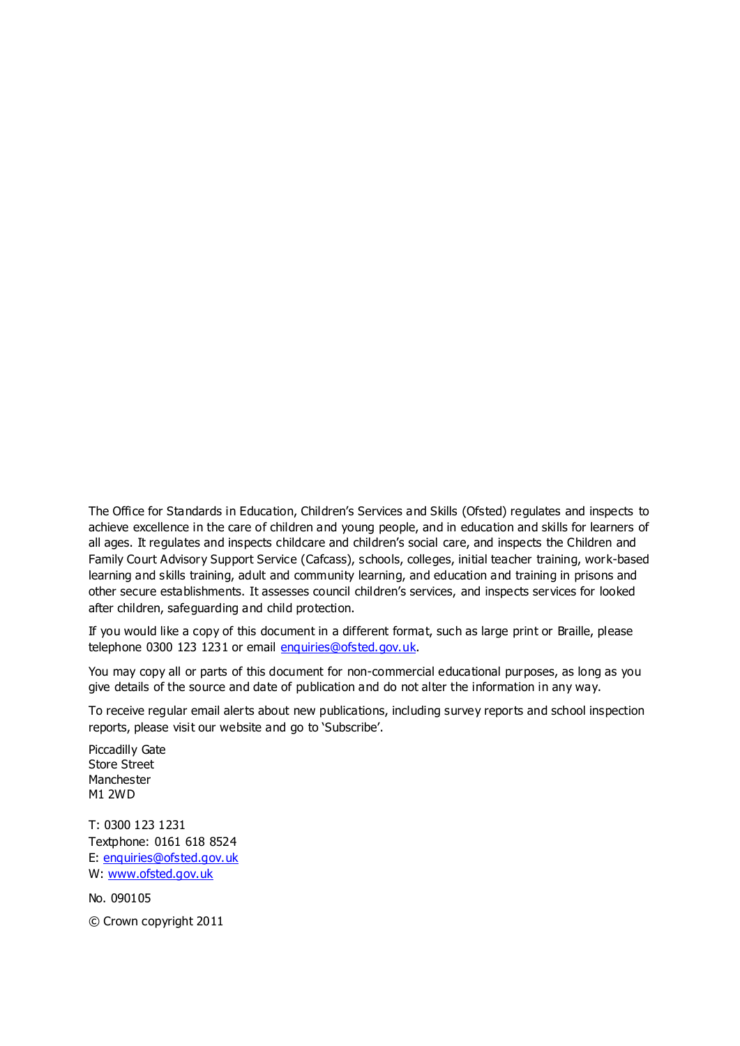The Office for Standards in Education, Children's Services and Skills (Ofsted) regulates and inspects to achieve excellence in the care of children and young people, and in education and skills for learners of all ages. It regulates and inspects childcare and children's social care, and inspects the Children and Family Court Advisory Support Service (Cafcass), schools, colleges, initial teacher training, work-based learning and skills training, adult and community learning, and education and training in prisons and other secure establishments. It assesses council children's services, and inspects services for looked after children, safeguarding and child protection.

If you would like a copy of this document in a different format, such as large print or Braille, please telephone 0300 123 1231 or email enquiries@ofsted.gov.uk.

You may copy all or parts of this document for non-commercial educational purposes, as long as you give details of the source and date of publication and do not alter the information in any way.

To receive regular email alerts about new publications, including survey reports and school inspection reports, please visit our website and go to 'Subscribe'.

Piccadilly Gate
Store Street
Manchester
M1 2WD

T: 0300 123 1231
Textphone: 0161 618 8524
E: enquiries@ofsted.gov.uk
W: www.ofsted.gov.uk

No. 090105

© Crown copyright 2011